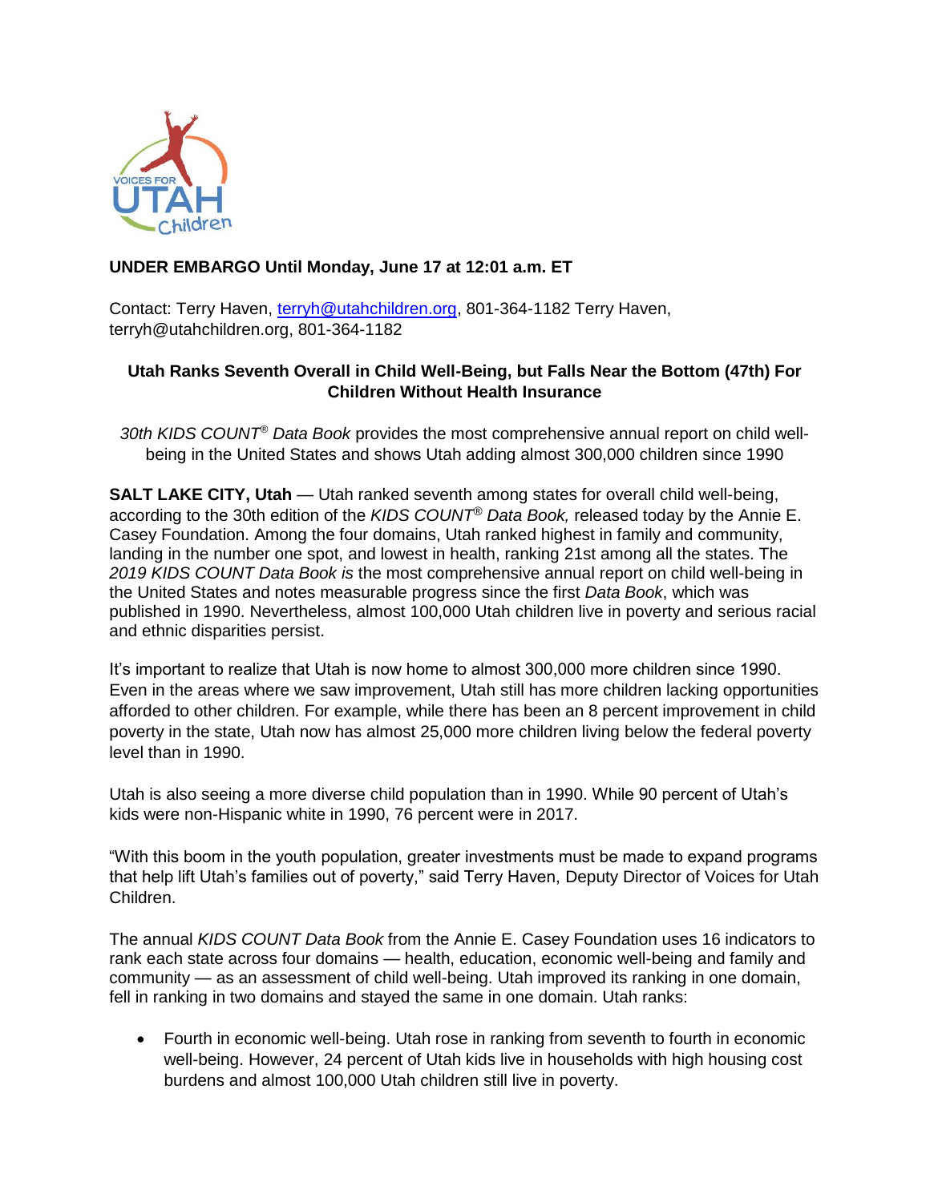**UNDER EMBARGO Until Monday, June 17 at 12:01 a.m. ET**

Contact: Terry Haven, terryh@utahchildren.org, 801-364-1182 Terry Haven, terryh@utahchildren.org, 801-364-1182

## Utah Ranks Seventh Overall in Child Well-Being, but Falls Near the Bottom (47th) For Children Without Health Insurance

*30th KIDS COUNT® Data Book* provides the most comprehensive annual report on child well-being in the United States and shows Utah adding almost 300,000 children since 1990

**SALT LAKE CITY, Utah** — Utah ranked seventh among states for overall child well-being, according to the 30th edition of the *KIDS COUNT® Data Book,* released today by the Annie E. Casey Foundation. Among the four domains, Utah ranked highest in family and community, landing in the number one spot, and lowest in health, ranking 21st among all the states. The *2019 KIDS COUNT Data Book is* the most comprehensive annual report on child well-being in the United States and notes measurable progress since the first *Data Book*, which was published in 1990. Nevertheless, almost 100,000 Utah children live in poverty and serious racial and ethnic disparities persist.

It's important to realize that Utah is now home to almost 300,000 more children since 1990. Even in the areas where we saw improvement, Utah still has more children lacking opportunities afforded to other children. For example, while there has been an 8 percent improvement in child poverty in the state, Utah now has almost 25,000 more children living below the federal poverty level than in 1990.

Utah is also seeing a more diverse child population than in 1990. While 90 percent of Utah's kids were non-Hispanic white in 1990, 76 percent were in 2017.

"With this boom in the youth population, greater investments must be made to expand programs that help lift Utah's families out of poverty," said Terry Haven, Deputy Director of Voices for Utah Children.

The annual *KIDS COUNT Data Book* from the Annie E. Casey Foundation uses 16 indicators to rank each state across four domains — health, education, economic well-being and family and community — as an assessment of child well-being. Utah improved its ranking in one domain, fell in ranking in two domains and stayed the same in one domain. Utah ranks:

- Fourth in economic well-being. Utah rose in ranking from seventh to fourth in economic well-being. However, 24 percent of Utah kids live in households with high housing cost burdens and almost 100,000 Utah children still live in poverty.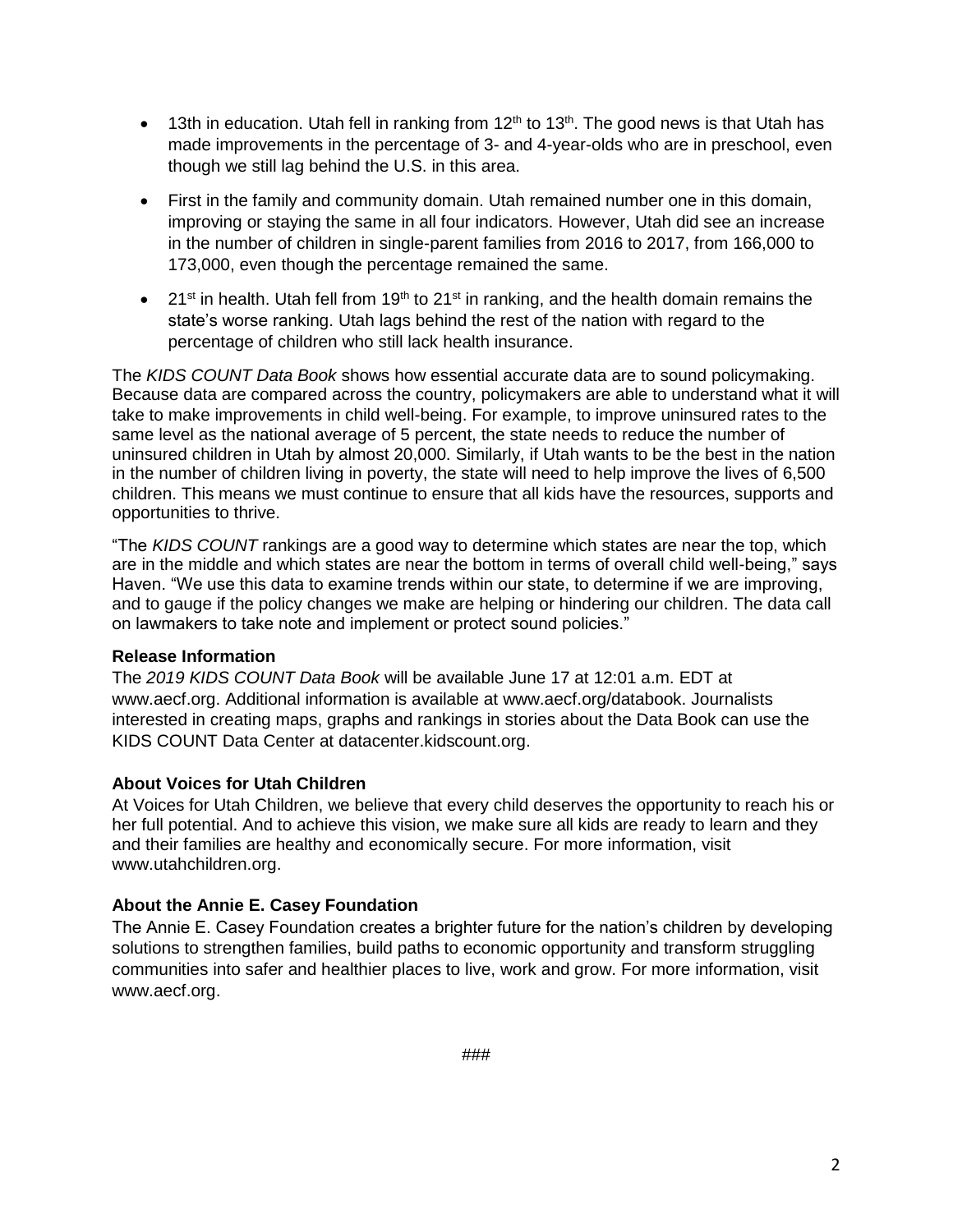- 13th in education. Utah fell in ranking from 12th to 13th. The good news is that Utah has made improvements in the percentage of 3- and 4-year-olds who are in preschool, even though we still lag behind the U.S. in this area.
- First in the family and community domain. Utah remained number one in this domain, improving or staying the same in all four indicators. However, Utah did see an increase in the number of children in single-parent families from 2016 to 2017, from 166,000 to 173,000, even though the percentage remained the same.
- 21st in health. Utah fell from 19th to 21st in ranking, and the health domain remains the state's worse ranking. Utah lags behind the rest of the nation with regard to the percentage of children who still lack health insurance.

The *KIDS COUNT Data Book* shows how essential accurate data are to sound policymaking. Because data are compared across the country, policymakers are able to understand what it will take to make improvements in child well-being. For example, to improve uninsured rates to the same level as the national average of 5 percent, the state needs to reduce the number of uninsured children in Utah by almost 20,000. Similarly, if Utah wants to be the best in the nation in the number of children living in poverty, the state will need to help improve the lives of 6,500 children. This means we must continue to ensure that all kids have the resources, supports and opportunities to thrive.

"The *KIDS COUNT* rankings are a good way to determine which states are near the top, which are in the middle and which states are near the bottom in terms of overall child well-being," says Haven. "We use this data to examine trends within our state, to determine if we are improving, and to gauge if the policy changes we make are helping or hindering our children. The data call on lawmakers to take note and implement or protect sound policies."

**Release Information**

The *2019 KIDS COUNT Data Book* will be available June 17 at 12:01 a.m. EDT at www.aecf.org. Additional information is available at www.aecf.org/databook. Journalists interested in creating maps, graphs and rankings in stories about the Data Book can use the KIDS COUNT Data Center at datacenter.kidscount.org.

**About Voices for Utah Children**

At Voices for Utah Children, we believe that every child deserves the opportunity to reach his or her full potential. And to achieve this vision, we make sure all kids are ready to learn and they and their families are healthy and economically secure. For more information, visit www.utahchildren.org.

**About the Annie E. Casey Foundation**

The Annie E. Casey Foundation creates a brighter future for the nation's children by developing solutions to strengthen families, build paths to economic opportunity and transform struggling communities into safer and healthier places to live, work and grow. For more information, visit www.aecf.org.

###